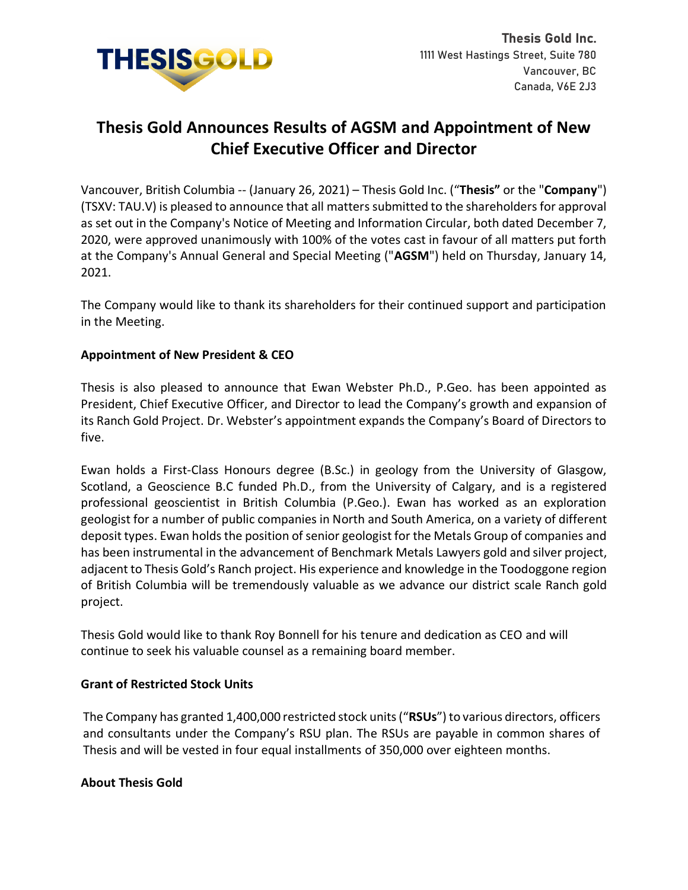Thesis Gold Inc.
1111 West Hastings Street, Suite 780
Vancouver, BC
Canada, V6E 2J3

# Thesis Gold Announces Results of AGSM and Appointment of New Chief Executive Officer and Director

Vancouver, British Columbia -- (January 26, 2021) – Thesis Gold Inc. ("**Thesis"** or the "**Company**") (TSXV: TAU.V) is pleased to announce that all matters submitted to the shareholders for approval as set out in the Company's Notice of Meeting and Information Circular, both dated December 7, 2020, were approved unanimously with 100% of the votes cast in favour of all matters put forth at the Company's Annual General and Special Meeting ("**AGSM**") held on Thursday, January 14, 2021.

The Company would like to thank its shareholders for their continued support and participation in the Meeting.

**Appointment of New President & CEO**

Thesis is also pleased to announce that Ewan Webster Ph.D., P.Geo. has been appointed as President, Chief Executive Officer, and Director to lead the Company's growth and expansion of its Ranch Gold Project. Dr. Webster's appointment expands the Company's Board of Directors to five.

Ewan holds a First-Class Honours degree (B.Sc.) in geology from the University of Glasgow, Scotland, a Geoscience B.C funded Ph.D., from the University of Calgary, and is a registered professional geoscientist in British Columbia (P.Geo.). Ewan has worked as an exploration geologist for a number of public companies in North and South America, on a variety of different deposit types. Ewan holds the position of senior geologist for the Metals Group of companies and has been instrumental in the advancement of Benchmark Metals Lawyers gold and silver project, adjacent to Thesis Gold's Ranch project. His experience and knowledge in the Toodoggone region of British Columbia will be tremendously valuable as we advance our district scale Ranch gold project.

Thesis Gold would like to thank Roy Bonnell for his tenure and dedication as CEO and will continue to seek his valuable counsel as a remaining board member.

**Grant of Restricted Stock Units**

The Company has granted 1,400,000 restricted stock units ("**RSUs**") to various directors, officers and consultants under the Company's RSU plan. The RSUs are payable in common shares of Thesis and will be vested in four equal installments of 350,000 over eighteen months.

**About Thesis Gold**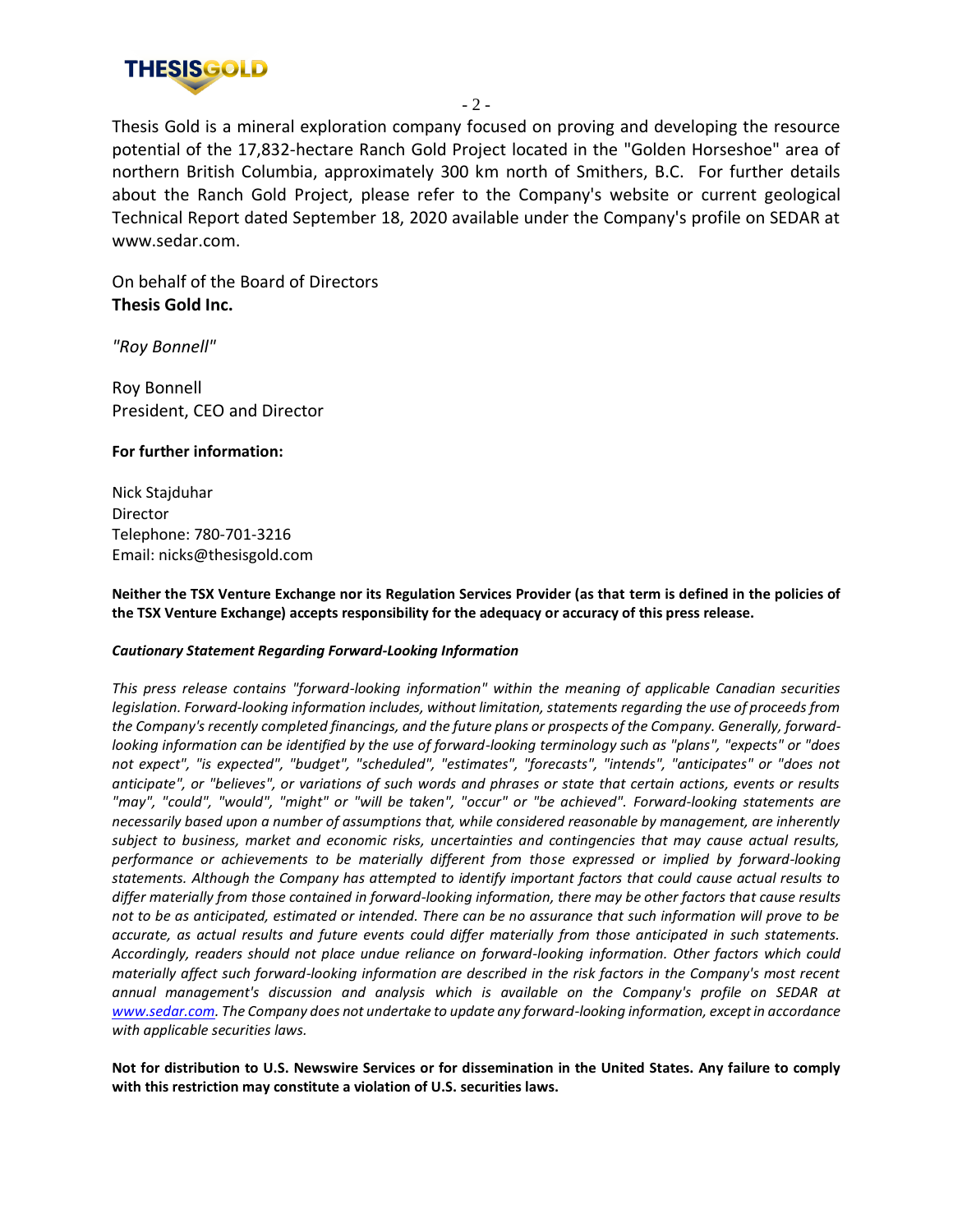Thesis Gold is a mineral exploration company focused on proving and developing the resource potential of the 17,832-hectare Ranch Gold Project located in the "Golden Horseshoe" area of northern British Columbia, approximately 300 km north of Smithers, B.C. For further details about the Ranch Gold Project, please refer to the Company's website or current geological Technical Report dated September 18, 2020 available under the Company's profile on SEDAR at www.sedar.com.

On behalf of the Board of Directors
**Thesis Gold Inc.**

*"Roy Bonnell"*

Roy Bonnell
President, CEO and Director

**For further information:**

Nick Stajduhar
Director
Telephone: 780-701-3216
Email: nicks@thesisgold.com

**Neither the TSX Venture Exchange nor its Regulation Services Provider (as that term is defined in the policies of the TSX Venture Exchange) accepts responsibility for the adequacy or accuracy of this press release.**

***Cautionary Statement Regarding Forward-Looking Information***

*This press release contains "forward-looking information" within the meaning of applicable Canadian securities legislation. Forward-looking information includes, without limitation, statements regarding the use of proceeds from the Company's recently completed financings, and the future plans or prospects of the Company. Generally, forward-looking information can be identified by the use of forward-looking terminology such as "plans", "expects" or "does not expect", "is expected", "budget", "scheduled", "estimates", "forecasts", "intends", "anticipates" or "does not anticipate", or "believes", or variations of such words and phrases or state that certain actions, events or results "may", "could", "would", "might" or "will be taken", "occur" or "be achieved". Forward-looking statements are necessarily based upon a number of assumptions that, while considered reasonable by management, are inherently subject to business, market and economic risks, uncertainties and contingencies that may cause actual results, performance or achievements to be materially different from those expressed or implied by forward-looking statements. Although the Company has attempted to identify important factors that could cause actual results to differ materially from those contained in forward-looking information, there may be other factors that cause results not to be as anticipated, estimated or intended. There can be no assurance that such information will prove to be accurate, as actual results and future events could differ materially from those anticipated in such statements. Accordingly, readers should not place undue reliance on forward-looking information. Other factors which could materially affect such forward-looking information are described in the risk factors in the Company's most recent annual management's discussion and analysis which is available on the Company's profile on SEDAR at www.sedar.com. The Company does not undertake to update any forward-looking information, except in accordance with applicable securities laws.*

**Not for distribution to U.S. Newswire Services or for dissemination in the United States. Any failure to comply with this restriction may constitute a violation of U.S. securities laws.**